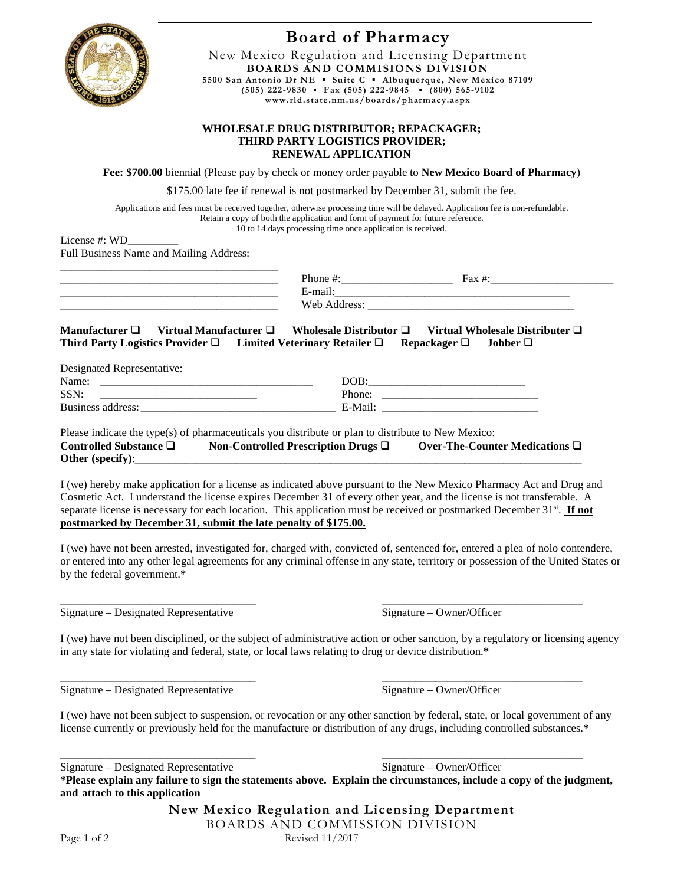# Board of Pharmacy

New Mexico Regulation and Licensing Department
**BOARDS AND COMMISIONS DIVISION**
**5500 San Antonio Dr NE ▪ Suite C ▪ Albuquerque, New Mexico 87109**
**(505) 222-9830 ▪ Fax (505) 222-9845 ▪ (800) 565-9102**
**www.rld.state.nm.us/boards/pharmacy.aspx**

## WHOLESALE DRUG DISTRIBUTOR; REPACKAGER; THIRD PARTY LOGISTICS PROVIDER; RENEWAL APPLICATION

**Fee: $700.00** biennial (Please pay by check or money order payable to **New Mexico Board of Pharmacy**)

$175.00 late fee if renewal is not postmarked by December 31, submit the fee.

Applications and fees must be received together, otherwise processing time will be delayed. Application fee is non-refundable. Retain a copy of both the application and form of payment for future reference. 10 to 14 days processing time once application is received.

License #: WD_________

Full Business Name and Mailing Address:

_______________________________________

_______________________________________ Phone #:___________________ Fax #:_____________________

_______________________________________ E-mail:_________________________________________

_______________________________________ Web Address: ___________________________________

**Manufacturer ❑ Virtual Manufacturer ❑ Wholesale Distributor ❑ Virtual Wholesale Distributer ❑**
**Third Party Logistics Provider ❑ Limited Veterinary Retailer ❑ Repackager ❑ Jobber ❑**

Designated Representative:

Name: _____________________________________ DOB:___________________________

SSN: ____________________________ Phone: ___________________________

Business address: ________________________________ E-Mail: ___________________________

Please indicate the type(s) of pharmaceuticals you distribute or plan to distribute to New Mexico:

**Controlled Substance ❑ Non-Controlled Prescription Drugs ❑ Over-The-Counter Medications ❑**
**Other (specify)**:_______________________________________________________________________

I (we) hereby make application for a license as indicated above pursuant to the New Mexico Pharmacy Act and Drug and Cosmetic Act. I understand the license expires December 31 of every other year, and the license is not transferable. A separate license is necessary for each location. This application must be received or postmarked December 31st. **If not postmarked by December 31, submit the late penalty of $175.00.**

I (we) have not been arrested, investigated for, charged with, convicted of, sentenced for, entered a plea of nolo contendere, or entered into any other legal agreements for any criminal offense in any state, territory or possession of the United States or by the federal government.**\***

__________________________________ __________________________________
Signature – Designated Representative Signature – Owner/Officer

I (we) have not been disciplined, or the subject of administrative action or other sanction, by a regulatory or licensing agency in any state for violating and federal, state, or local laws relating to drug or device distribution.**\***

__________________________________ __________________________________
Signature – Designated Representative Signature – Owner/Officer

I (we) have not been subject to suspension, or revocation or any other sanction by federal, state, or local government of any license currently or previously held for the manufacture or distribution of any drugs, including controlled substances.**\***

__________________________________ __________________________________
Signature – Designated Representative Signature – Owner/Officer

**\*Please explain any failure to sign the statements above. Explain the circumstances, include a copy of the judgment, and attach to this application**

**New Mexico Regulation and Licensing Department**
BOARDS AND COMMISSION DIVISION

Revised 11/2017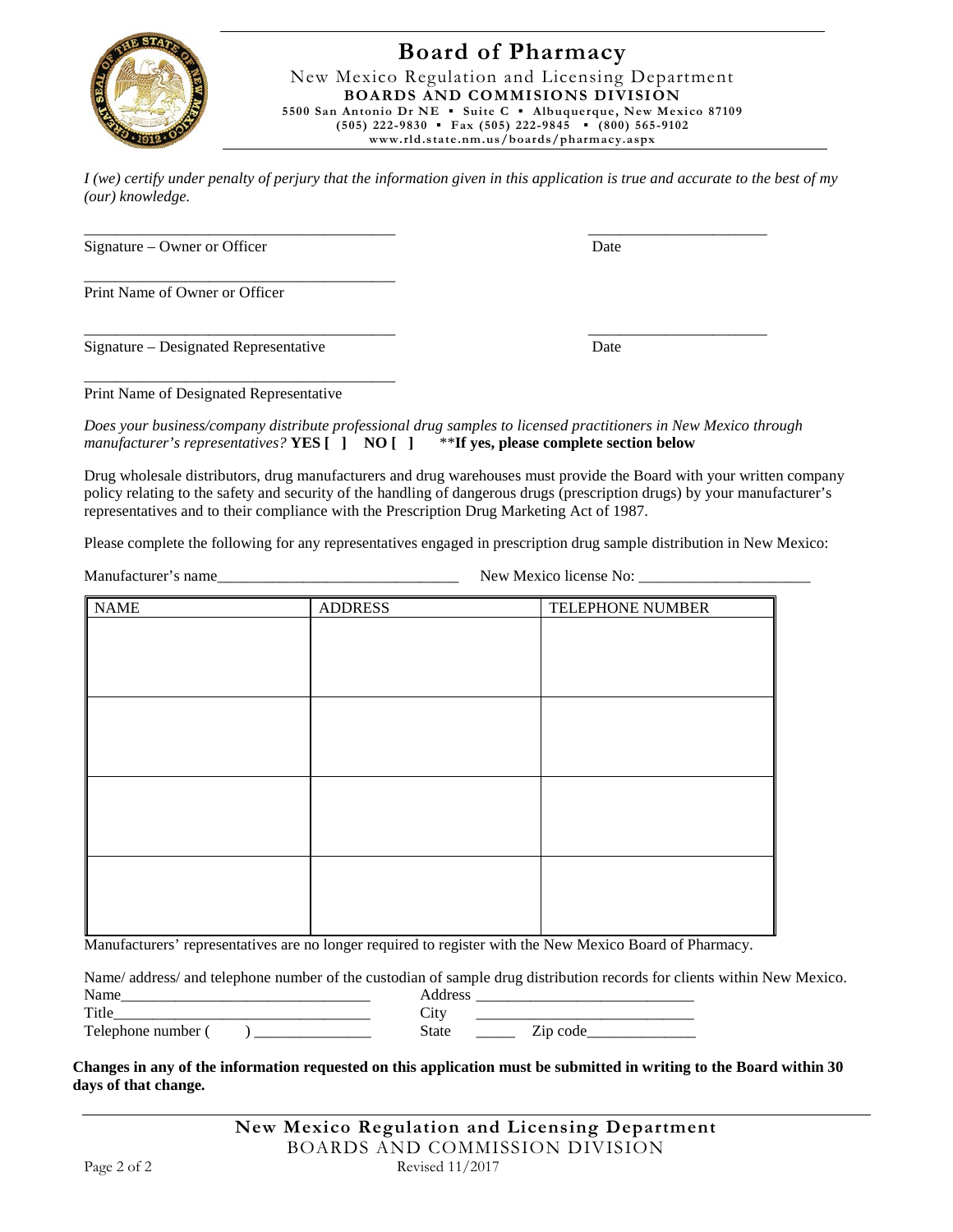# Board of Pharmacy

New Mexico Regulation and Licensing Department
**BOARDS AND COMMISIONS DIVISION**
**5500 San Antonio Dr NE ▪ Suite C ▪ Albuquerque, New Mexico 87109**
**(505) 222-9830 ▪ Fax (505) 222-9845 ▪ (800) 565-9102**
**www.rld.state.nm.us/boards/pharmacy.aspx**

*I (we) certify under penalty of perjury that the information given in this application is true and accurate to the best of my (our) knowledge.*

________________________________________ ______________________
Signature – Owner or Officer Date

________________________________________
Print Name of Owner or Officer

________________________________________ ______________________
Signature – Designated Representative Date

________________________________________
Print Name of Designated Representative

*Does your business/company distribute professional drug samples to licensed practitioners in New Mexico through manufacturer's representatives?* **YES [ ] NO [ ]** **\*\*If yes, please complete section below**

Drug wholesale distributors, drug manufacturers and drug warehouses must provide the Board with your written company policy relating to the safety and security of the handling of dangerous drugs (prescription drugs) by your manufacturer's representatives and to their compliance with the Prescription Drug Marketing Act of 1987.

Please complete the following for any representatives engaged in prescription drug sample distribution in New Mexico:

Manufacturer's name_______________________________ New Mexico license No: ______________________

| NAME | ADDRESS | TELEPHONE NUMBER |
|---|---|---|
| | | |
| | | |
| | | |
| | | |

Manufacturers' representatives are no longer required to register with the New Mexico Board of Pharmacy.

Name/ address/ and telephone number of the custodian of sample drug distribution records for clients within New Mexico.

Name________________________________ Address ____________________________
Title________________________________ City ____________________________
Telephone number ( ) _______________ State _____ Zip code______________

**Changes in any of the information requested on this application must be submitted in writing to the Board within 30 days of that change.**

**New Mexico Regulation and Licensing Department**
BOARDS AND COMMISSION DIVISION
Revised 11/2017